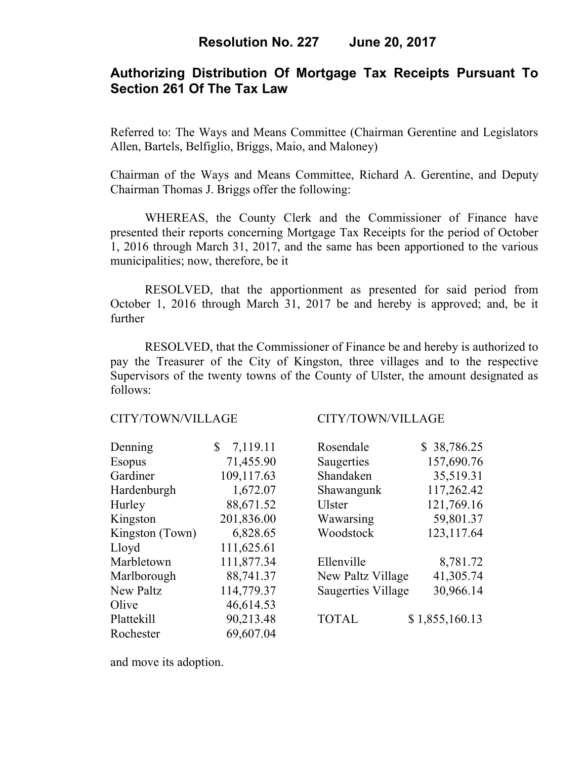# Resolution No. 227 June 20, 2017

## Authorizing Distribution Of Mortgage Tax Receipts Pursuant To Section 261 Of The Tax Law

Referred to: The Ways and Means Committee (Chairman Gerentine and Legislators Allen, Bartels, Belfiglio, Briggs, Maio, and Maloney)

Chairman of the Ways and Means Committee, Richard A. Gerentine, and Deputy Chairman Thomas J. Briggs offer the following:

WHEREAS, the County Clerk and the Commissioner of Finance have presented their reports concerning Mortgage Tax Receipts for the period of October 1, 2016 through March 31, 2017, and the same has been apportioned to the various municipalities; now, therefore, be it

RESOLVED, that the apportionment as presented for said period from October 1, 2016 through March 31, 2017 be and hereby is approved; and, be it further

RESOLVED, that the Commissioner of Finance be and hereby is authorized to pay the Treasurer of the City of Kingston, three villages and to the respective Supervisors of the twenty towns of the County of Ulster, the amount designated as follows:

| CITY/TOWN/VILLAGE | | CITY/TOWN/VILLAGE | |
|---|---|---|---|
| Denning | $ 7,119.11 | Rosendale | $ 38,786.25 |
| Esopus | 71,455.90 | Saugerties | 157,690.76 |
| Gardiner | 109,117.63 | Shandaken | 35,519.31 |
| Hardenburgh | 1,672.07 | Shawangunk | 117,262.42 |
| Hurley | 88,671.52 | Ulster | 121,769.16 |
| Kingston | 201,836.00 | Wawarsing | 59,801.37 |
| Kingston (Town) | 6,828.65 | Woodstock | 123,117.64 |
| Lloyd | 111,625.61 | | |
| Marbletown | 111,877.34 | Ellenville | 8,781.72 |
| Marlborough | 88,741.37 | New Paltz Village | 41,305.74 |
| New Paltz | 114,779.37 | Saugerties Village | 30,966.14 |
| Olive | 46,614.53 | | |
| Plattekill | 90,213.48 | TOTAL | $ 1,855,160.13 |
| Rochester | 69,607.04 | | |

and move its adoption.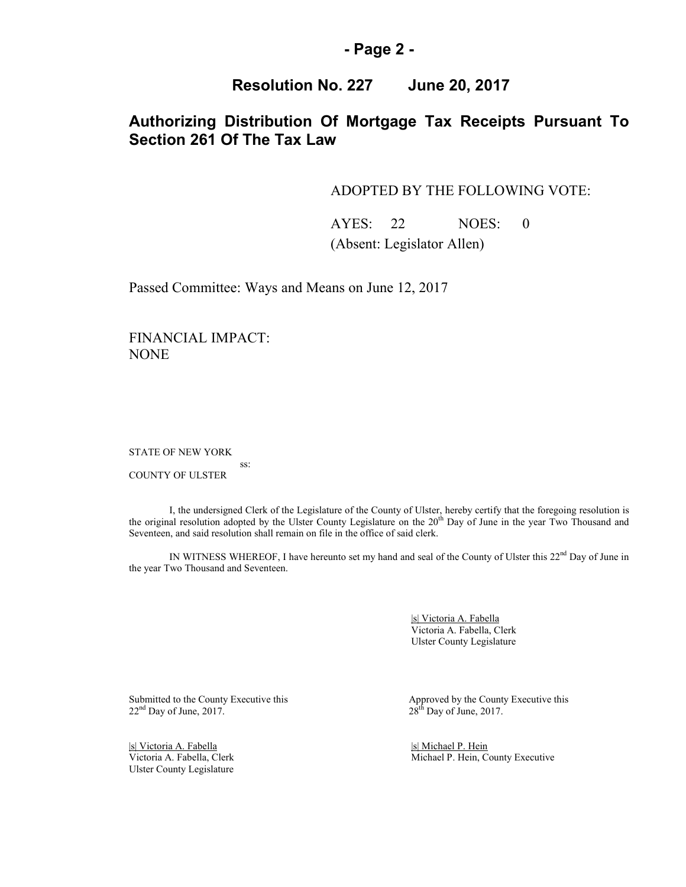**Resolution No. 227 June 20, 2017**

## Authorizing Distribution Of Mortgage Tax Receipts Pursuant To Section 261 Of The Tax Law

ADOPTED BY THE FOLLOWING VOTE:

AYES: 22 NOES: 0
(Absent: Legislator Allen)

Passed Committee: Ways and Means on June 12, 2017

FINANCIAL IMPACT:
NONE

STATE OF NEW YORK
ss:
COUNTY OF ULSTER

I, the undersigned Clerk of the Legislature of the County of Ulster, hereby certify that the foregoing resolution is the original resolution adopted by the Ulster County Legislature on the 20th Day of June in the year Two Thousand and Seventeen, and said resolution shall remain on file in the office of said clerk.

IN WITNESS WHEREOF, I have hereunto set my hand and seal of the County of Ulster this 22nd Day of June in the year Two Thousand and Seventeen.

|s| Victoria A. Fabella
Victoria A. Fabella, Clerk
Ulster County Legislature

Submitted to the County Executive this 22nd Day of June, 2017.

|s| Victoria A. Fabella
Victoria A. Fabella, Clerk
Ulster County Legislature

Approved by the County Executive this 28th Day of June, 2017.

|s| Michael P. Hein
Michael P. Hein, County Executive